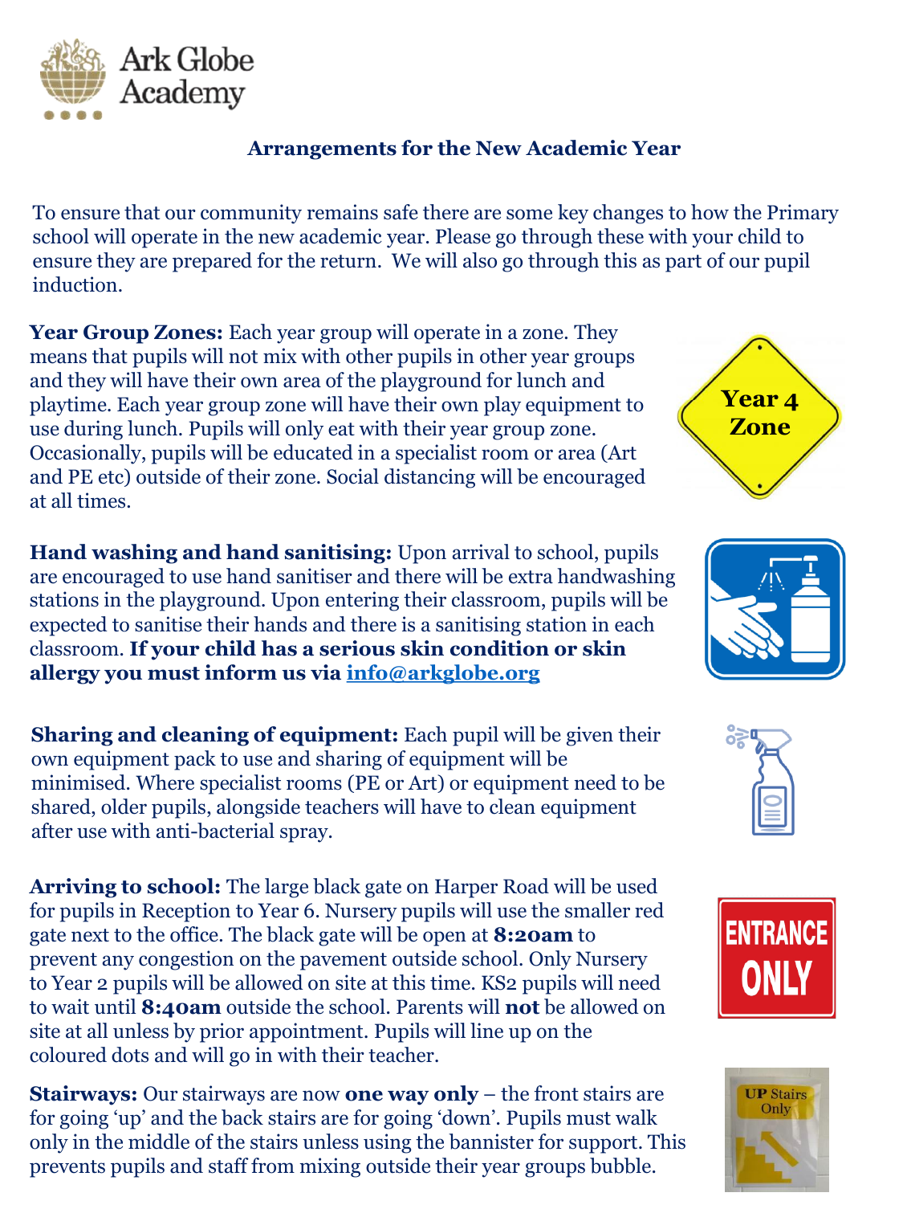# Arrangements for the New Academic Year

To ensure that our community remains safe there are some key changes to how the Primary school will operate in the new academic year. Please go through these with your child to ensure they are prepared for the return. We will also go through this as part of our pupil induction.

**Year Group Zones:** Each year group will operate in a zone. They means that pupils will not mix with other pupils in other year groups and they will have their own area of the playground for lunch and playtime. Each year group zone will have their own play equipment to use during lunch. Pupils will only eat with their year group zone. Occasionally, pupils will be educated in a specialist room or area (Art and PE etc) outside of their zone. Social distancing will be encouraged at all times.

**Hand washing and hand sanitising:** Upon arrival to school, pupils are encouraged to use hand sanitiser and there will be extra handwashing stations in the playground. Upon entering their classroom, pupils will be expected to sanitise their hands and there is a sanitising station in each classroom. **If your child has a serious skin condition or skin allergy you must inform us via [info@arkglobe.org](mailto:info@arkglobe.org)**

**Sharing and cleaning of equipment:** Each pupil will be given their own equipment pack to use and sharing of equipment will be minimised. Where specialist rooms (PE or Art) or equipment need to be shared, older pupils, alongside teachers will have to clean equipment after use with anti-bacterial spray.

**Arriving to school:** The large black gate on Harper Road will be used for pupils in Reception to Year 6. Nursery pupils will use the smaller red gate next to the office. The black gate will be open at **8:20am** to prevent any congestion on the pavement outside school. Only Nursery to Year 2 pupils will be allowed on site at this time. KS2 pupils will need to wait until **8:40am** outside the school. Parents will **not** be allowed on site at all unless by prior appointment. Pupils will line up on the coloured dots and will go in with their teacher.

**Stairways:** Our stairways are now **one way only** – the front stairs are for going 'up' and the back stairs are for going 'down'. Pupils must walk only in the middle of the stairs unless using the bannister for support. This prevents pupils and staff from mixing outside their year groups bubble.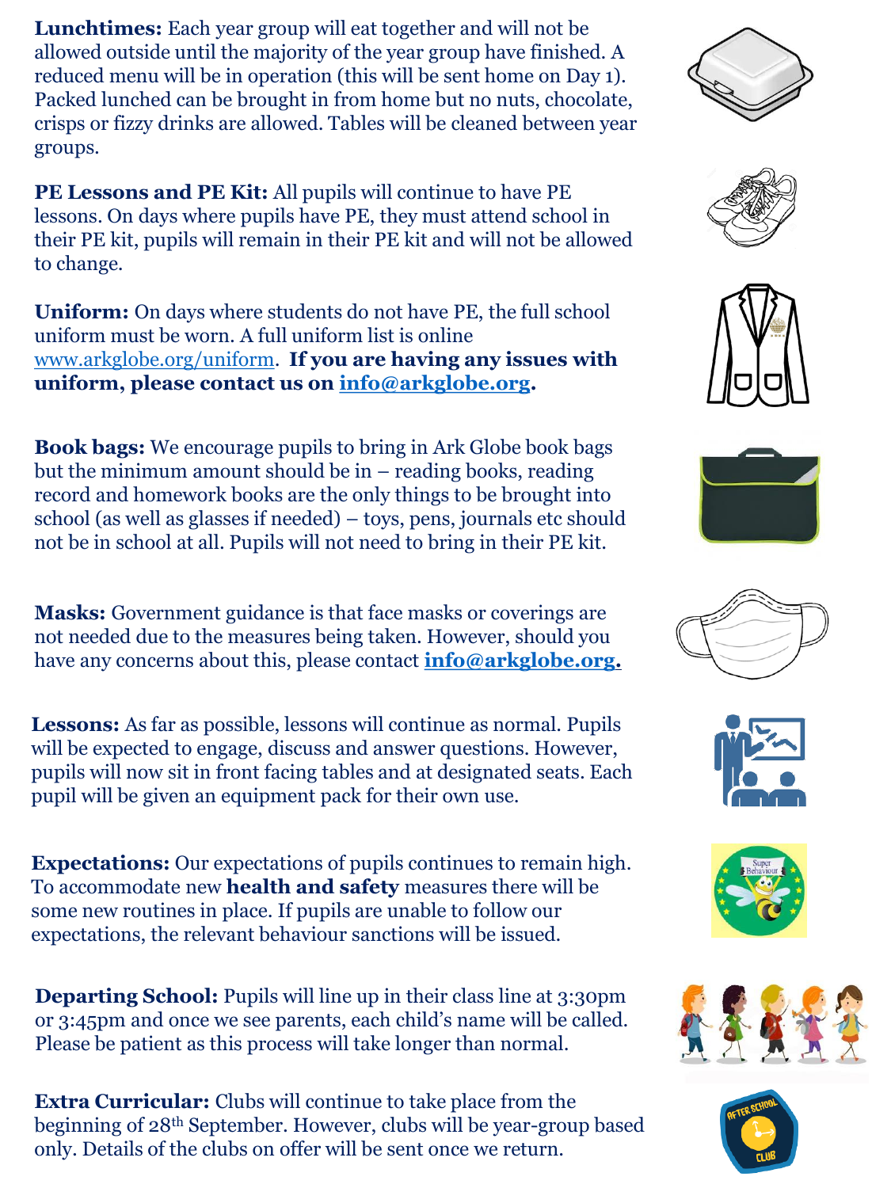**Lunchtimes:** Each year group will eat together and will not be allowed outside until the majority of the year group have finished. A reduced menu will be in operation (this will be sent home on Day 1). Packed lunched can be brought in from home but no nuts, chocolate, crisps or fizzy drinks are allowed. Tables will be cleaned between year groups.

**PE Lessons and PE Kit:** All pupils will continue to have PE lessons. On days where pupils have PE, they must attend school in their PE kit, pupils will remain in their PE kit and will not be allowed to change.

**Uniform:** On days where students do not have PE, the full school uniform must be worn. A full uniform list is online www.arkglobe.org/uniform. **If you are having any issues with uniform, please contact us on info@arkglobe.org.**

**Book bags:** We encourage pupils to bring in Ark Globe book bags but the minimum amount should be in – reading books, reading record and homework books are the only things to be brought into school (as well as glasses if needed) – toys, pens, journals etc should not be in school at all. Pupils will not need to bring in their PE kit.

**Masks:** Government guidance is that face masks or coverings are not needed due to the measures being taken. However, should you have any concerns about this, please contact **info@arkglobe.org.**

**Lessons:** As far as possible, lessons will continue as normal. Pupils will be expected to engage, discuss and answer questions. However, pupils will now sit in front facing tables and at designated seats. Each pupil will be given an equipment pack for their own use.

**Expectations:** Our expectations of pupils continues to remain high. To accommodate new **health and safety** measures there will be some new routines in place. If pupils are unable to follow our expectations, the relevant behaviour sanctions will be issued.

**Departing School:** Pupils will line up in their class line at 3:30pm or 3:45pm and once we see parents, each child's name will be called. Please be patient as this process will take longer than normal.

**Extra Curricular:** Clubs will continue to take place from the beginning of 28th September. However, clubs will be year-group based only. Details of the clubs on offer will be sent once we return.